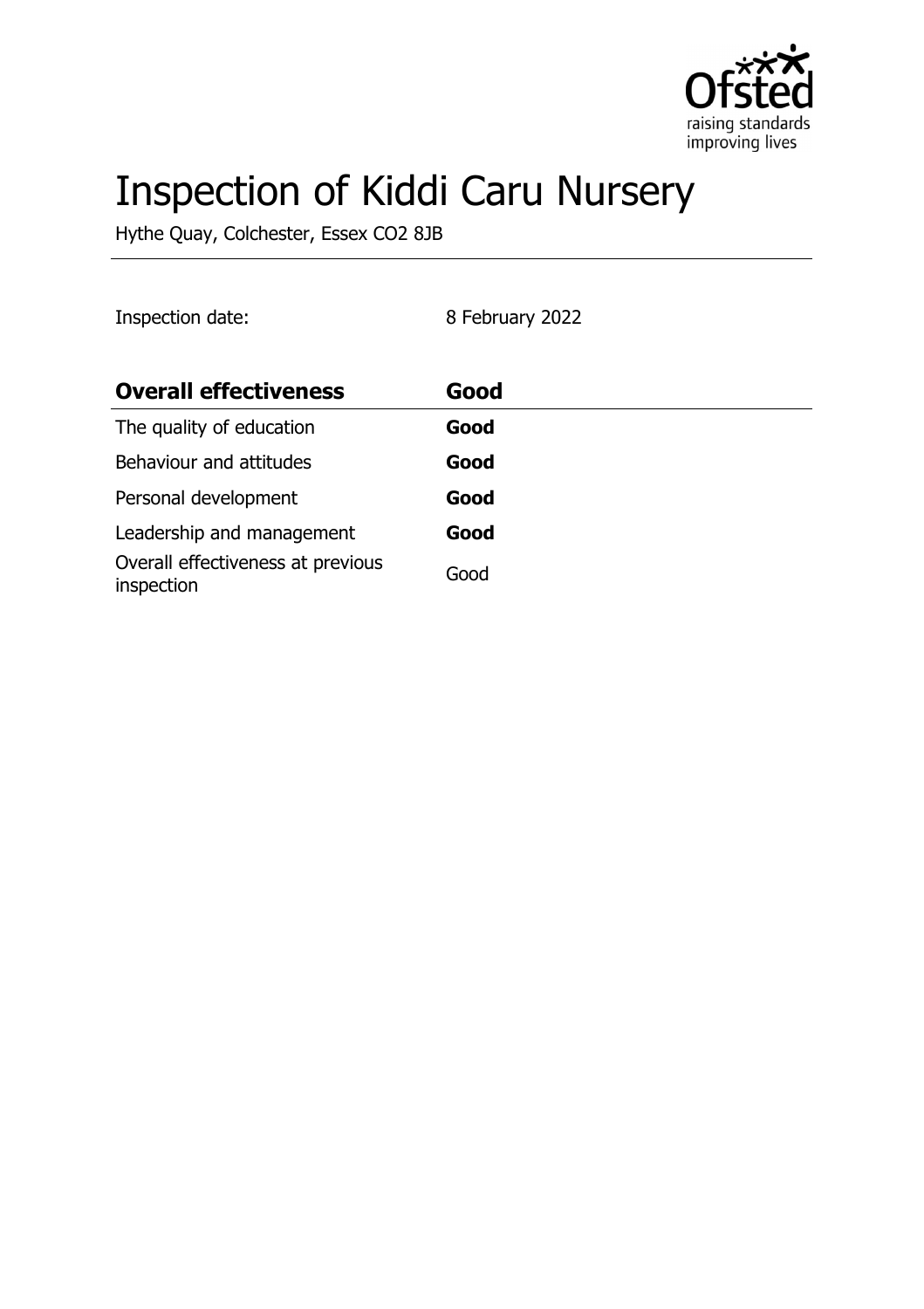# Inspection of Kiddi Caru Nursery

Hythe Quay, Colchester, Essex CO2 8JB

Inspection date: 8 February 2022

| **Overall effectiveness** | **Good** |
| --- | --- |
| The quality of education | **Good** |
| Behaviour and attitudes | **Good** |
| Personal development | **Good** |
| Leadership and management | **Good** |
| Overall effectiveness at previous inspection | Good |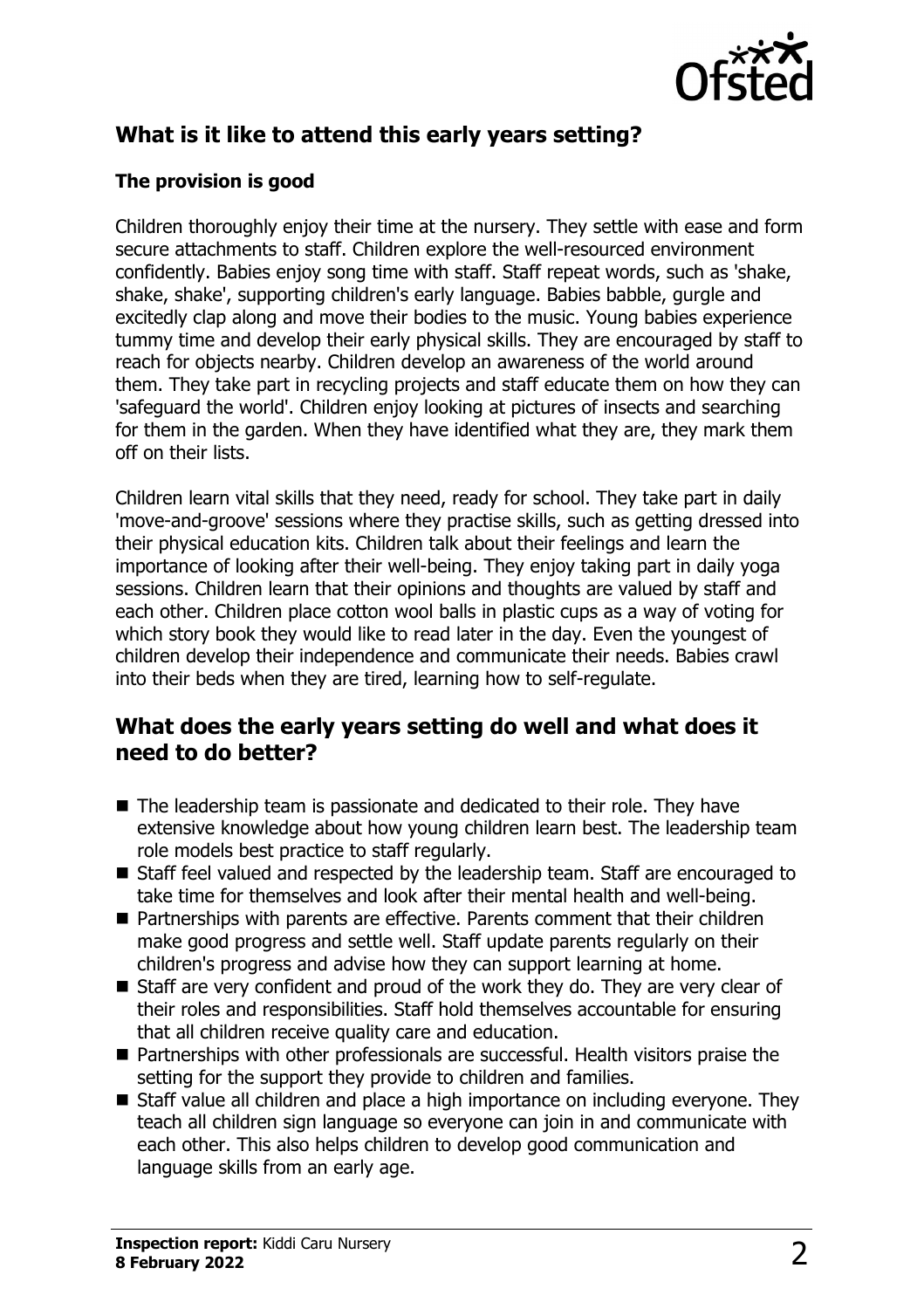## What is it like to attend this early years setting?

### The provision is good

Children thoroughly enjoy their time at the nursery. They settle with ease and form secure attachments to staff. Children explore the well-resourced environment confidently. Babies enjoy song time with staff. Staff repeat words, such as 'shake, shake, shake', supporting children's early language. Babies babble, gurgle and excitedly clap along and move their bodies to the music. Young babies experience tummy time and develop their early physical skills. They are encouraged by staff to reach for objects nearby. Children develop an awareness of the world around them. They take part in recycling projects and staff educate them on how they can 'safeguard the world'. Children enjoy looking at pictures of insects and searching for them in the garden. When they have identified what they are, they mark them off on their lists.

Children learn vital skills that they need, ready for school. They take part in daily 'move-and-groove' sessions where they practise skills, such as getting dressed into their physical education kits. Children talk about their feelings and learn the importance of looking after their well-being. They enjoy taking part in daily yoga sessions. Children learn that their opinions and thoughts are valued by staff and each other. Children place cotton wool balls in plastic cups as a way of voting for which story book they would like to read later in the day. Even the youngest of children develop their independence and communicate their needs. Babies crawl into their beds when they are tired, learning how to self-regulate.

## What does the early years setting do well and what does it need to do better?

- The leadership team is passionate and dedicated to their role. They have extensive knowledge about how young children learn best. The leadership team role models best practice to staff regularly.
- Staff feel valued and respected by the leadership team. Staff are encouraged to take time for themselves and look after their mental health and well-being.
- Partnerships with parents are effective. Parents comment that their children make good progress and settle well. Staff update parents regularly on their children's progress and advise how they can support learning at home.
- Staff are very confident and proud of the work they do. They are very clear of their roles and responsibilities. Staff hold themselves accountable for ensuring that all children receive quality care and education.
- Partnerships with other professionals are successful. Health visitors praise the setting for the support they provide to children and families.
- Staff value all children and place a high importance on including everyone. They teach all children sign language so everyone can join in and communicate with each other. This also helps children to develop good communication and language skills from an early age.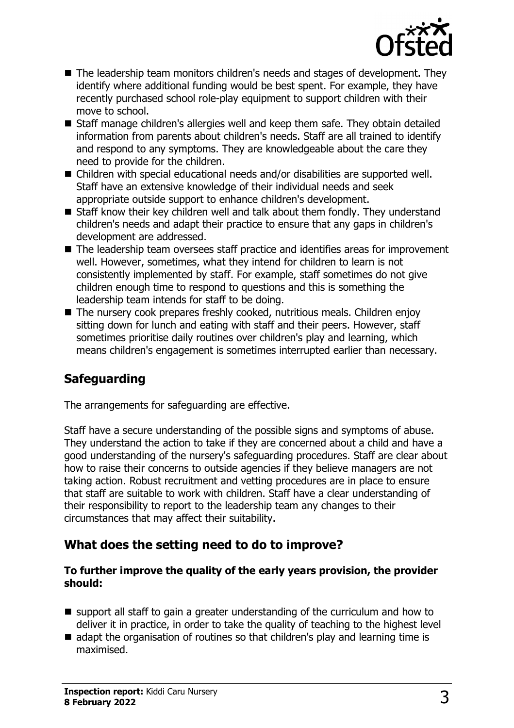- The leadership team monitors children's needs and stages of development. They identify where additional funding would be best spent. For example, they have recently purchased school role-play equipment to support children with their move to school.
- Staff manage children's allergies well and keep them safe. They obtain detailed information from parents about children's needs. Staff are all trained to identify and respond to any symptoms. They are knowledgeable about the care they need to provide for the children.
- Children with special educational needs and/or disabilities are supported well. Staff have an extensive knowledge of their individual needs and seek appropriate outside support to enhance children's development.
- Staff know their key children well and talk about them fondly. They understand children's needs and adapt their practice to ensure that any gaps in children's development are addressed.
- The leadership team oversees staff practice and identifies areas for improvement well. However, sometimes, what they intend for children to learn is not consistently implemented by staff. For example, staff sometimes do not give children enough time to respond to questions and this is something the leadership team intends for staff to be doing.
- The nursery cook prepares freshly cooked, nutritious meals. Children enjoy sitting down for lunch and eating with staff and their peers. However, staff sometimes prioritise daily routines over children's play and learning, which means children's engagement is sometimes interrupted earlier than necessary.

## Safeguarding

The arrangements for safeguarding are effective.

Staff have a secure understanding of the possible signs and symptoms of abuse. They understand the action to take if they are concerned about a child and have a good understanding of the nursery's safeguarding procedures. Staff are clear about how to raise their concerns to outside agencies if they believe managers are not taking action. Robust recruitment and vetting procedures are in place to ensure that staff are suitable to work with children. Staff have a clear understanding of their responsibility to report to the leadership team any changes to their circumstances that may affect their suitability.

## What does the setting need to do to improve?

**To further improve the quality of the early years provision, the provider should:**

- support all staff to gain a greater understanding of the curriculum and how to deliver it in practice, in order to take the quality of teaching to the highest level
- adapt the organisation of routines so that children's play and learning time is maximised.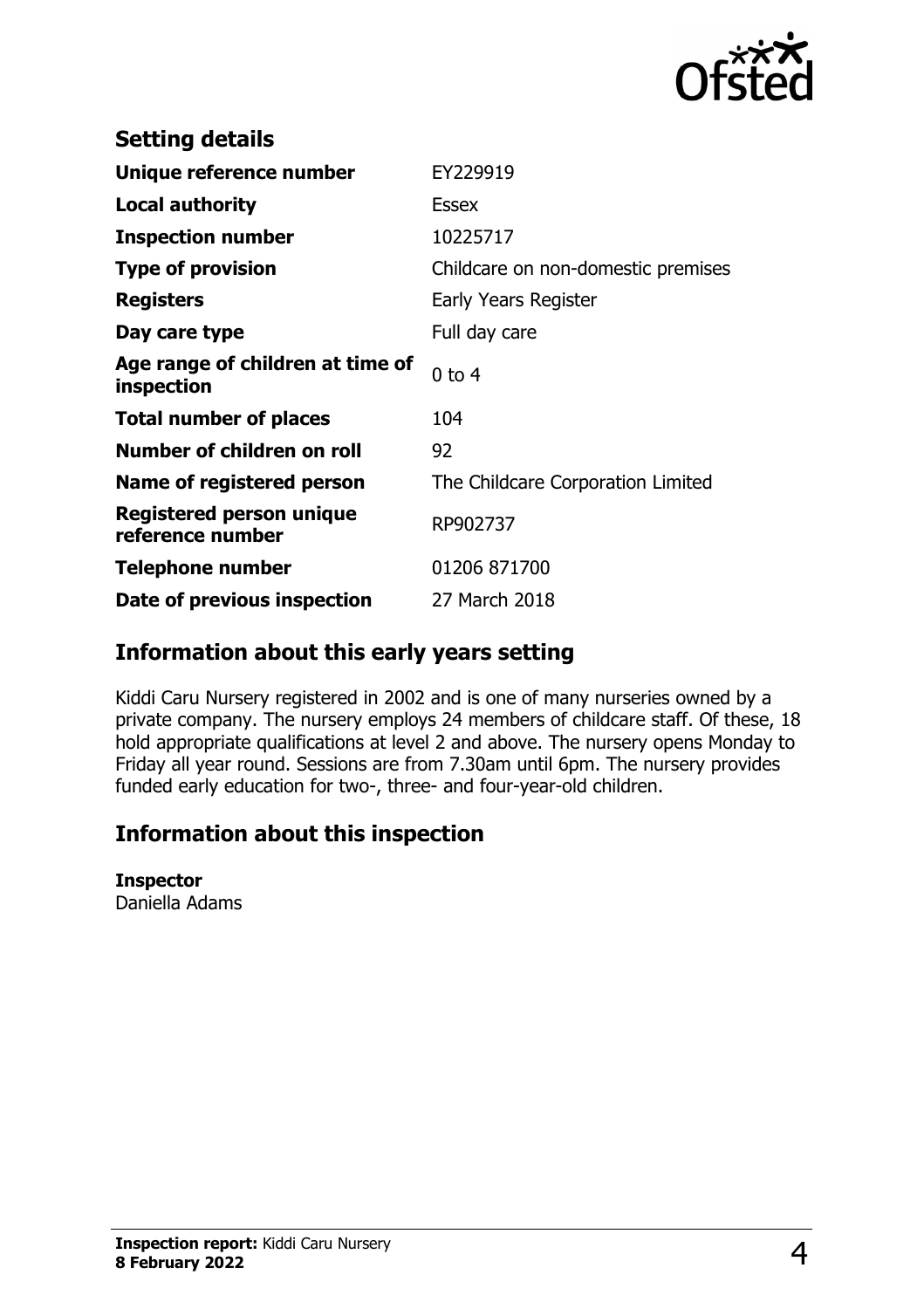## Setting details

| | |
|---|---|
| **Unique reference number** | EY229919 |
| **Local authority** | Essex |
| **Inspection number** | 10225717 |
| **Type of provision** | Childcare on non-domestic premises |
| **Registers** | Early Years Register |
| **Day care type** | Full day care |
| **Age range of children at time of inspection** | 0 to 4 |
| **Total number of places** | 104 |
| **Number of children on roll** | 92 |
| **Name of registered person** | The Childcare Corporation Limited |
| **Registered person unique reference number** | RP902737 |
| **Telephone number** | 01206 871700 |
| **Date of previous inspection** | 27 March 2018 |

## Information about this early years setting

Kiddi Caru Nursery registered in 2002 and is one of many nurseries owned by a private company. The nursery employs 24 members of childcare staff. Of these, 18 hold appropriate qualifications at level 2 and above. The nursery opens Monday to Friday all year round. Sessions are from 7.30am until 6pm. The nursery provides funded early education for two-, three- and four-year-old children.

## Information about this inspection

**Inspector**
Daniella Adams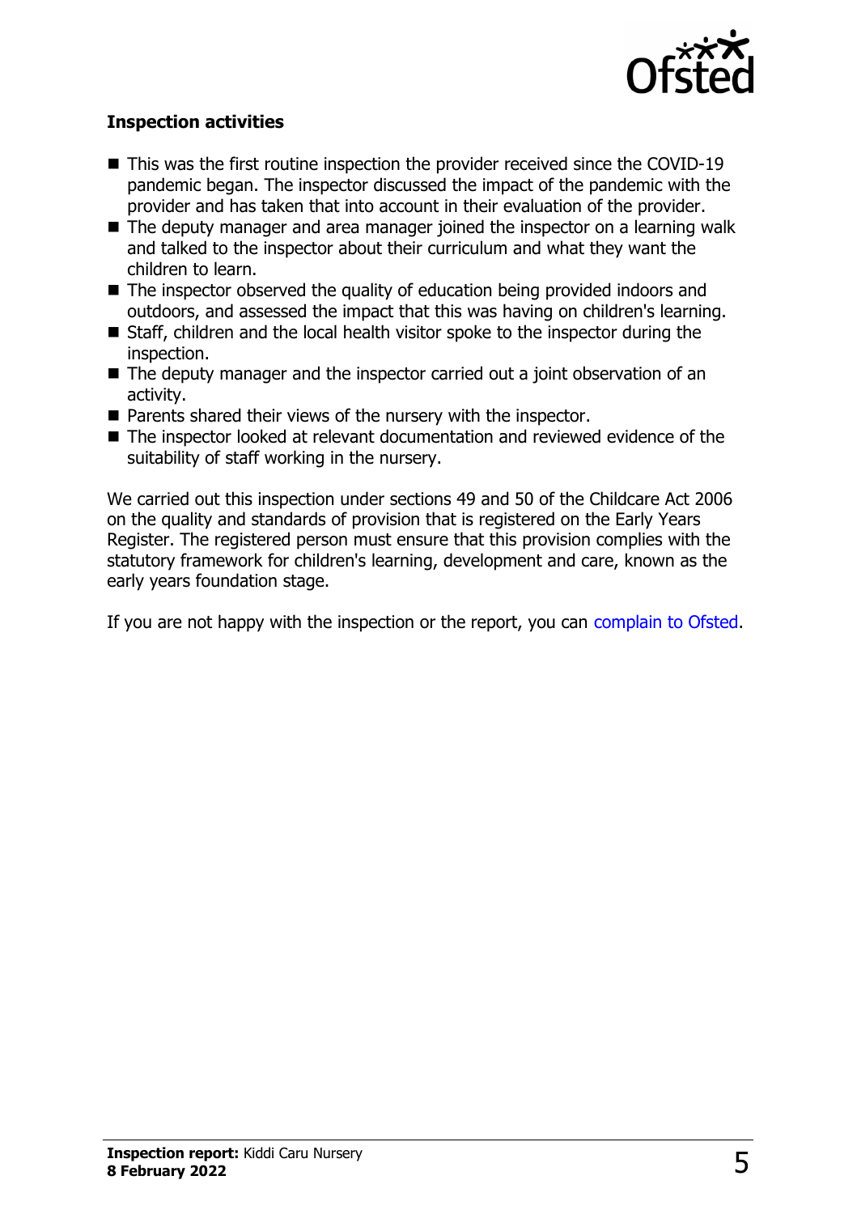### Inspection activities

- This was the first routine inspection the provider received since the COVID-19 pandemic began. The inspector discussed the impact of the pandemic with the provider and has taken that into account in their evaluation of the provider.
- The deputy manager and area manager joined the inspector on a learning walk and talked to the inspector about their curriculum and what they want the children to learn.
- The inspector observed the quality of education being provided indoors and outdoors, and assessed the impact that this was having on children's learning.
- Staff, children and the local health visitor spoke to the inspector during the inspection.
- The deputy manager and the inspector carried out a joint observation of an activity.
- Parents shared their views of the nursery with the inspector.
- The inspector looked at relevant documentation and reviewed evidence of the suitability of staff working in the nursery.

We carried out this inspection under sections 49 and 50 of the Childcare Act 2006 on the quality and standards of provision that is registered on the Early Years Register. The registered person must ensure that this provision complies with the statutory framework for children's learning, development and care, known as the early years foundation stage.

If you are not happy with the inspection or the report, you can complain to Ofsted.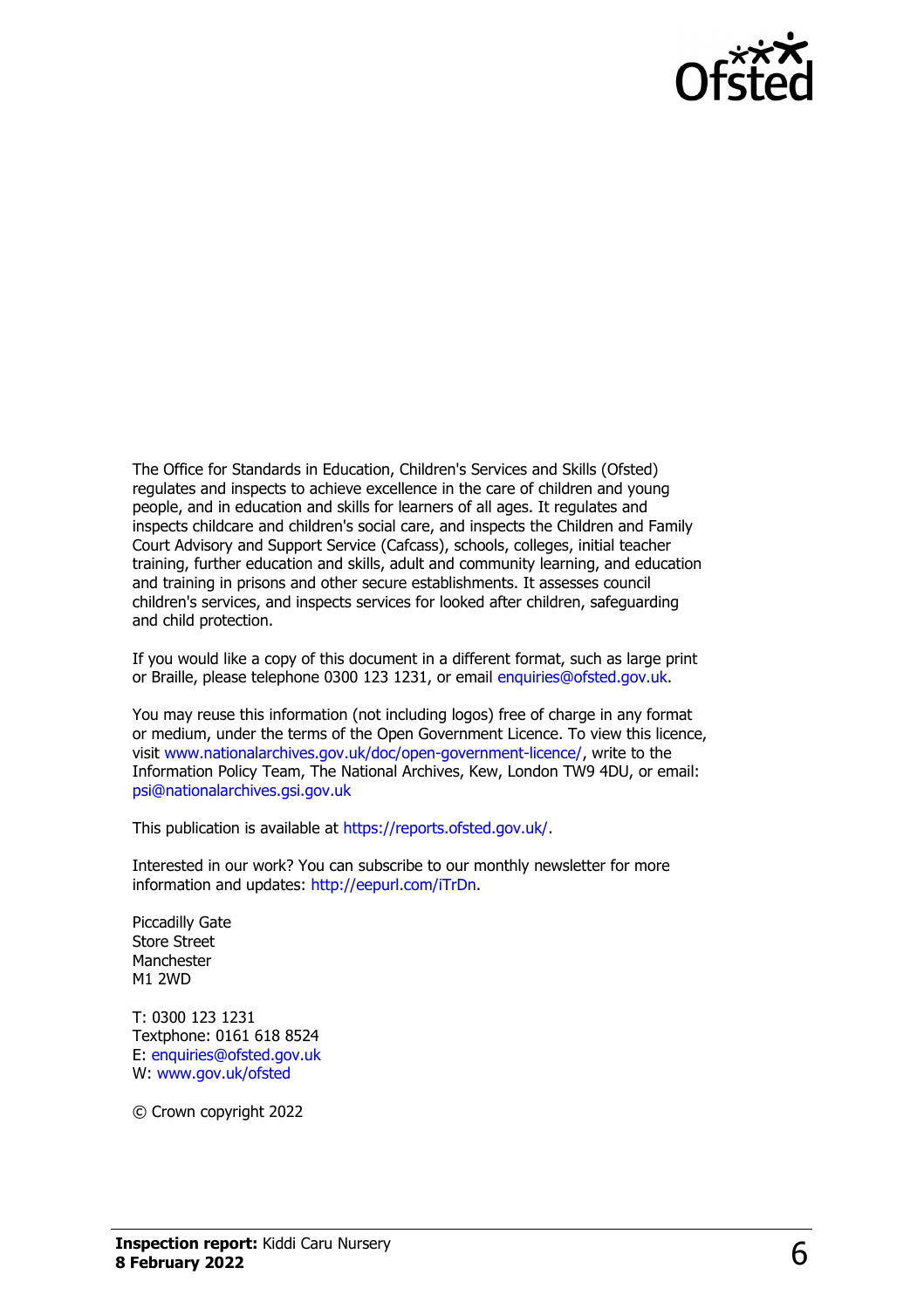The Office for Standards in Education, Children's Services and Skills (Ofsted) regulates and inspects to achieve excellence in the care of children and young people, and in education and skills for learners of all ages. It regulates and inspects childcare and children's social care, and inspects the Children and Family Court Advisory and Support Service (Cafcass), schools, colleges, initial teacher training, further education and skills, adult and community learning, and education and training in prisons and other secure establishments. It assesses council children's services, and inspects services for looked after children, safeguarding and child protection.

If you would like a copy of this document in a different format, such as large print or Braille, please telephone 0300 123 1231, or email enquiries@ofsted.gov.uk.

You may reuse this information (not including logos) free of charge in any format or medium, under the terms of the Open Government Licence. To view this licence, visit www.nationalarchives.gov.uk/doc/open-government-licence/, write to the Information Policy Team, The National Archives, Kew, London TW9 4DU, or email: psi@nationalarchives.gsi.gov.uk

This publication is available at https://reports.ofsted.gov.uk/.

Interested in our work? You can subscribe to our monthly newsletter for more information and updates: http://eepurl.com/iTrDn.

Piccadilly Gate
Store Street
Manchester
M1 2WD

T: 0300 123 1231
Textphone: 0161 618 8524
E: enquiries@ofsted.gov.uk
W: www.gov.uk/ofsted

© Crown copyright 2022